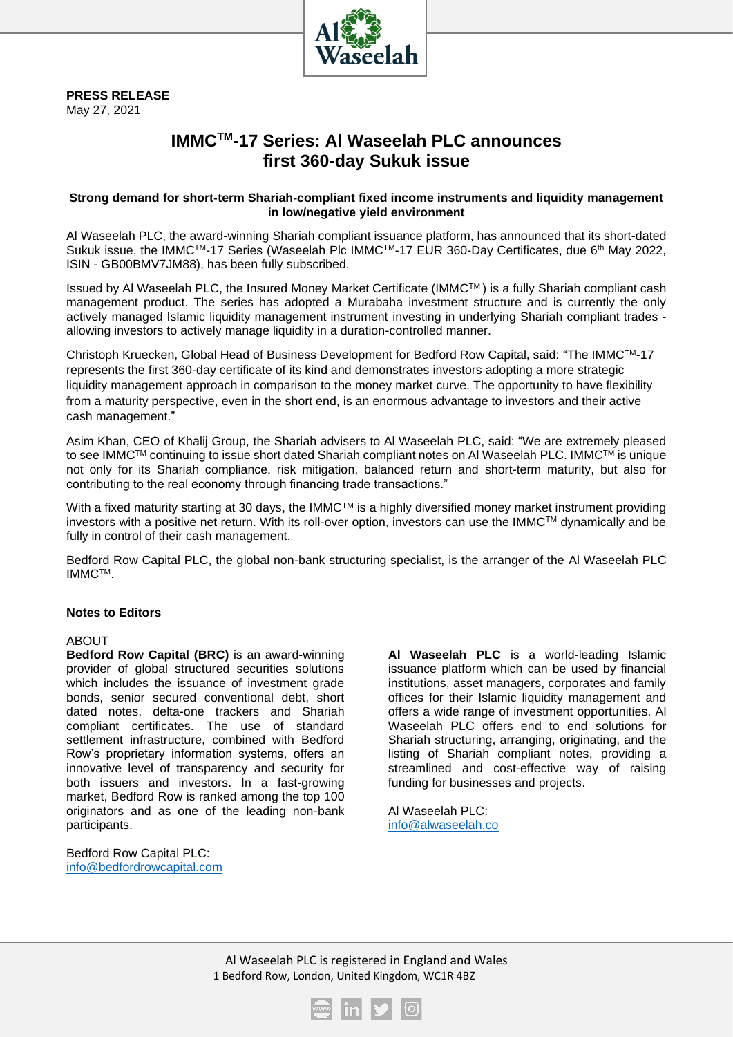**PRESS RELEASE**
May 27, 2021

# IMMC™-17 Series: Al Waseelah PLC announces first 360-day Sukuk issue

**Strong demand for short-term Shariah-compliant fixed income instruments and liquidity management in low/negative yield environment**

Al Waseelah PLC, the award-winning Shariah compliant issuance platform, has announced that its short-dated Sukuk issue, the IMMC™-17 Series (Waseelah Plc IMMC™-17 EUR 360-Day Certificates, due 6th May 2022, ISIN - GB00BMV7JM88), has been fully subscribed.

Issued by Al Waseelah PLC, the Insured Money Market Certificate (IMMC™) is a fully Shariah compliant cash management product. The series has adopted a Murabaha investment structure and is currently the only actively managed Islamic liquidity management instrument investing in underlying Shariah compliant trades - allowing investors to actively manage liquidity in a duration-controlled manner.

Christoph Kruecken, Global Head of Business Development for Bedford Row Capital, said: "The IMMC™-17 represents the first 360-day certificate of its kind and demonstrates investors adopting a more strategic liquidity management approach in comparison to the money market curve. The opportunity to have flexibility from a maturity perspective, even in the short end, is an enormous advantage to investors and their active cash management."

Asim Khan, CEO of Khalij Group, the Shariah advisers to Al Waseelah PLC, said: "We are extremely pleased to see IMMC™ continuing to issue short dated Shariah compliant notes on Al Waseelah PLC. IMMC™ is unique not only for its Shariah compliance, risk mitigation, balanced return and short-term maturity, but also for contributing to the real economy through financing trade transactions."

With a fixed maturity starting at 30 days, the IMMC™ is a highly diversified money market instrument providing investors with a positive net return. With its roll-over option, investors can use the IMMC™ dynamically and be fully in control of their cash management.

Bedford Row Capital PLC, the global non-bank structuring specialist, is the arranger of the Al Waseelah PLC IMMC™.

**Notes to Editors**

ABOUT

**Bedford Row Capital (BRC)** is an award-winning provider of global structured securities solutions which includes the issuance of investment grade bonds, senior secured conventional debt, short dated notes, delta-one trackers and Shariah compliant certificates. The use of standard settlement infrastructure, combined with Bedford Row's proprietary information systems, offers an innovative level of transparency and security for both issuers and investors. In a fast-growing market, Bedford Row is ranked among the top 100 originators and as one of the leading non-bank participants.

Bedford Row Capital PLC:
info@bedfordrowcapital.com

**Al Waseelah PLC** is a world-leading Islamic issuance platform which can be used by financial institutions, asset managers, corporates and family offices for their Islamic liquidity management and offers a wide range of investment opportunities. Al Waseelah PLC offers end to end solutions for Shariah structuring, arranging, originating, and the listing of Shariah compliant notes, providing a streamlined and cost-effective way of raising funding for businesses and projects.

Al Waseelah PLC:
info@alwaseelah.co

Al Waseelah PLC is registered in England and Wales
1 Bedford Row, London, United Kingdom, WC1R 4BZ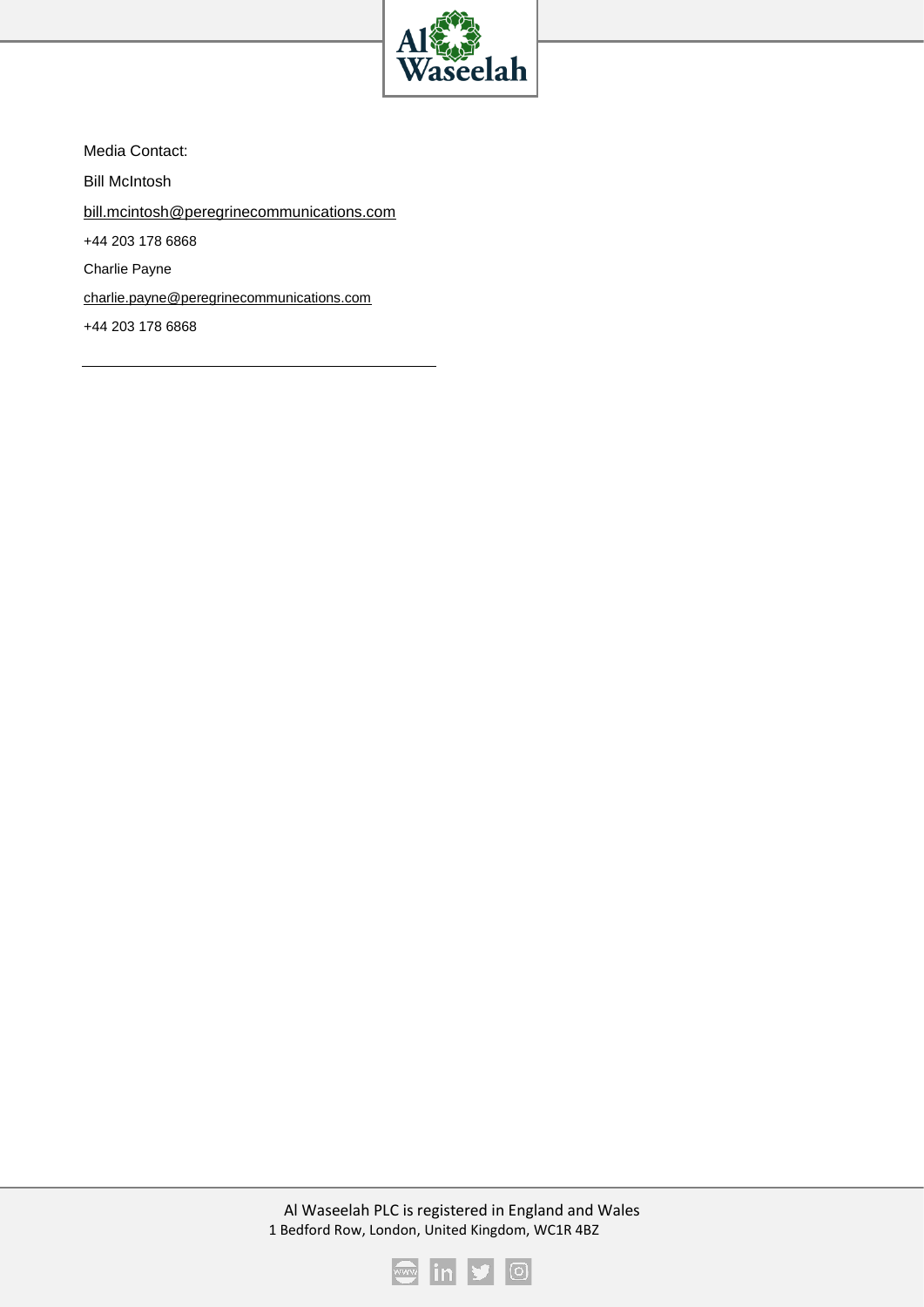Media Contact:

Bill McIntosh

bill.mcintosh@peregrinecommunications.com

+44 203 178 6868

Charlie Payne

charlie.payne@peregrinecommunications.com

+44 203 178 6868

---

Al Waseelah PLC is registered in England and Wales
1 Bedford Row, London, United Kingdom, WC1R 4BZ